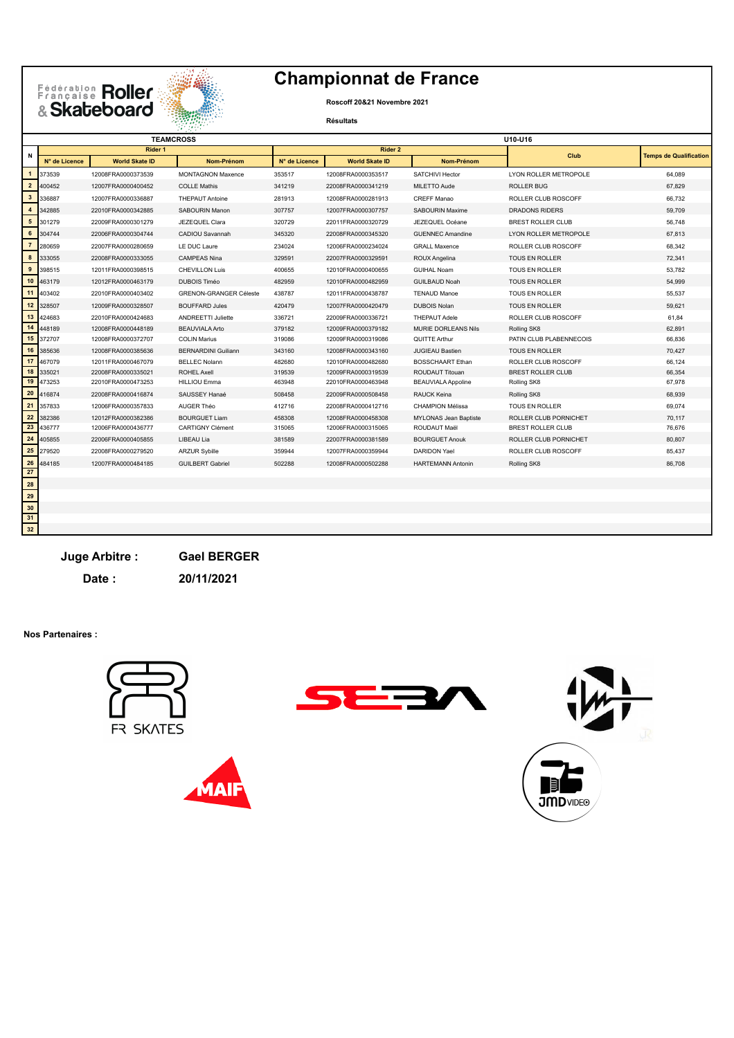# Championnat de France

**Roscoff 20&21 Novembre 2021**

**Résultats**

| TEAMCROSS | | | | | | | U10-U16 | |
|---|---|---|---|---|---|---|---|---|
| N | Rider 1 | | | Rider 2 | | | Club | Temps de Qualification |
| | N° de Licence | World Skate ID | Nom-Prénom | N° de Licence | World Skate ID | Nom-Prénom | | |
| 1 | 373539 | 12008FRA0000373539 | MONTAGNON Maxence | 353517 | 12008FRA0000353517 | SATCHIVI Hector | LYON ROLLER METROPOLE | 64,089 |
| 2 | 400452 | 12007FRA0000400452 | COLLE Mathis | 341219 | 22008FRA0000341219 | MILETTO Aude | ROLLER BUG | 67,829 |
| 3 | 336887 | 12007FRA0000336887 | THEPAUT Antoine | 281913 | 12008FRA0000281913 | CREFF Manao | ROLLER CLUB ROSCOFF | 66,732 |
| 4 | 342885 | 22010FRA0000342885 | SABOURIN Manon | 307757 | 12007FRA0000307757 | SABOURIN Maxime | DRADONS RIDERS | 59,709 |
| 5 | 301279 | 22009FRA0000301279 | JEZEQUEL Clara | 320729 | 22011FRA0000320729 | JEZEQUEL Océane | BREST ROLLER CLUB | 56,748 |
| 6 | 304744 | 22006FRA0000304744 | CADIOU Savannah | 345320 | 22008FRA0000345320 | GUENNEC Amandine | LYON ROLLER METROPOLE | 67,813 |
| 7 | 280659 | 22007FRA0000280659 | LE DUC Laure | 234024 | 12006FRA0000234024 | GRALL Maxence | ROLLER CLUB ROSCOFF | 68,342 |
| 8 | 333055 | 22008FRA0000333055 | CAMPEAS Nina | 329591 | 22007FRA0000329591 | ROUX Angelina | TOUS EN ROLLER | 72,341 |
| 9 | 398515 | 12011FRA0000398515 | CHEVILLON Luis | 400655 | 12010FRA0000400655 | GUIHAL Noam | TOUS EN ROLLER | 53,782 |
| 10 | 463179 | 12012FRA0000463179 | DUBOIS Timéo | 482959 | 12010FRA0000482959 | GUILBAUD Noah | TOUS EN ROLLER | 54,999 |
| 11 | 403402 | 22010FRA0000403402 | GRENON-GRANGER Céleste | 438787 | 12011FRA0000438787 | TENAUD Manoe | TOUS EN ROLLER | 55,537 |
| 12 | 328507 | 12009FRA0000328507 | BOUFFARD Jules | 420479 | 12007FRA0000420479 | DUBOIS Nolan | TOUS EN ROLLER | 59,621 |
| 13 | 424683 | 22010FRA0000424683 | ANDREETTI Juliette | 336721 | 22009FRA0000336721 | THEPAUT Adele | ROLLER CLUB ROSCOFF | 61,84 |
| 14 | 448189 | 12008FRA0000448189 | BEAUVIALA Arto | 379182 | 12009FRA0000379182 | MURIE DORLEANS Nils | Rolling SK8 | 62,891 |
| 15 | 372707 | 12008FRA0000372707 | COLIN Marius | 319086 | 12009FRA0000319086 | QUITTE Arthur | PATIN CLUB PLABENNECOIS | 66,836 |
| 16 | 385636 | 12008FRA0000385636 | BERNARDINI Guiliann | 343160 | 12008FRA0000343160 | JUGIEAU Bastien | TOUS EN ROLLER | 70,427 |
| 17 | 467079 | 12011FRA0000467079 | BELLEC Nolann | 482680 | 12010FRA0000482680 | BOSSCHAART Ethan | ROLLER CLUB ROSCOFF | 66,124 |
| 18 | 335021 | 22008FRA0000335021 | ROHEL Axell | 319539 | 12009FRA0000319539 | ROUDAUT Titouan | BREST ROLLER CLUB | 66,354 |
| 19 | 473253 | 22010FRA0000473253 | HILLIOU Emma | 463948 | 22010FRA0000463948 | BEAUVIALA Appoline | Rolling SK8 | 67,978 |
| 20 | 416874 | 22008FRA0000416874 | SAUSSEY Hanaé | 508458 | 22009FRA0000508458 | RAUCK Keina | Rolling SK8 | 68,939 |
| 21 | 357833 | 12006FRA0000357833 | AUGER Théo | 412716 | 22008FRA0000412716 | CHAMPION Mélissa | TOUS EN ROLLER | 69,074 |
| 22 | 382386 | 12012FRA0000382386 | BOURGUET Liam | 458308 | 12008FRA0000458308 | MYLONAS Jean Baptiste | ROLLER CLUB PORNICHET | 70,117 |
| 23 | 436777 | 12006FRA0000436777 | CARTIGNY Clément | 315065 | 12006FRA0000315065 | ROUDAUT Maël | BREST ROLLER CLUB | 76,676 |
| 24 | 405855 | 22006FRA0000405855 | LIBEAU Lia | 381589 | 22007FRA0000381589 | BOURGUET Anouk | ROLLER CLUB PORNICHET | 80,807 |
| 25 | 279520 | 22008FRA0000279520 | ARZUR Sybille | 359944 | 12007FRA0000359944 | DARIDON Yael | ROLLER CLUB ROSCOFF | 85,437 |
| 26 | 484185 | 12007FRA0000484185 | GUILBERT Gabriel | 502288 | 12008FRA0000502288 | HARTEMANN Antonin | Rolling SK8 | 86,708 |
| 27 | | | | | | | | |
| 28 | | | | | | | | |
| 29 | | | | | | | | |
| 30 | | | | | | | | |
| 31 | | | | | | | | |
| 32 | | | | | | | | |

**Juge Arbitre :** **Gael BERGER**

**Date :** **20/11/2021**

**Nos Partenaires :**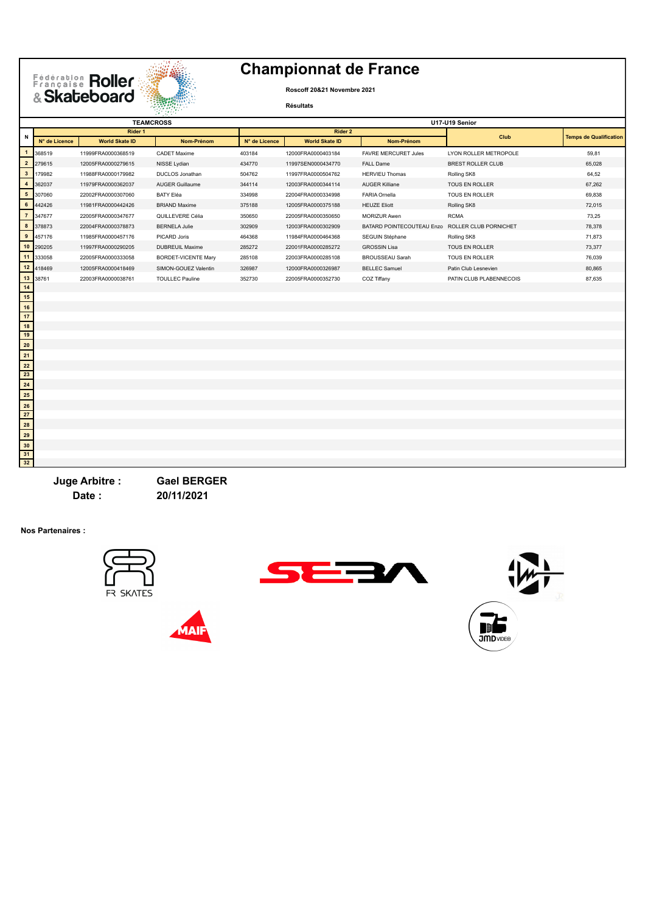# Championnat de France

**Roscoff 20&21 Novembre 2021**

**Résultats**

| | TEAMCROSS | | | | | | U17-U19 Senior | |
|---|---|---|---|---|---|---|---|---|
| N | Rider 1 | | | Rider 2 | | | Club | Temps de Qualification |
| | N° de Licence | World Skate ID | Nom-Prénom | N° de Licence | World Skate ID | Nom-Prénom | | |
| 1 | 368519 | 11999FRA0000368519 | CADET Maxime | 403184 | 12000FRA0000403184 | FAVRE MERCURET Jules | LYON ROLLER METROPOLE | 59,81 |
| 2 | 279615 | 12005FRA0000279615 | NISSE Lydian | 434770 | 11997SEN0000434770 | FALL Dame | BREST ROLLER CLUB | 65,028 |
| 3 | 179982 | 11988FRA0000179982 | DUCLOS Jonathan | 504762 | 11997FRA0000504762 | HERVIEU Thomas | Rolling SK8 | 64,52 |
| 4 | 362037 | 11979FRA0000362037 | AUGER Guillaume | 344114 | 12003FRA0000344114 | AUGER Killiane | TOUS EN ROLLER | 67,262 |
| 5 | 307060 | 22002FRA0000307060 | BATY Eléa | 334998 | 22004FRA0000334998 | FARIA Ornella | TOUS EN ROLLER | 69,838 |
| 6 | 442426 | 11981FRA0000442426 | BRIAND Maxime | 375188 | 12005FRA0000375188 | HEUZE Eliott | Rolling SK8 | 72,015 |
| 7 | 347677 | 22005FRA0000347677 | QUILLEVERE Célia | 350650 | 22005FRA0000350650 | MORIZUR Awen | RCMA | 73,25 |
| 8 | 378873 | 22004FRA0000378873 | BERNELA Julie | 302909 | 12003FRA0000302909 | BATARD POINTECOUTEAU Enzo | ROLLER CLUB PORNICHET | 78,378 |
| 9 | 457176 | 11985FRA0000457176 | PICARD Joris | 464368 | 11984FRA0000464368 | SEGUIN Stéphane | Rolling SK8 | 71,873 |
| 10 | 290205 | 11997FRA0000290205 | DUBREUIL Maxime | 285272 | 22001FRA0000285272 | GROSSIN Lisa | TOUS EN ROLLER | 73,377 |
| 11 | 333058 | 22005FRA0000333058 | BORDET-VICENTE Mary | 285108 | 22003FRA0000285108 | BROUSSEAU Sarah | TOUS EN ROLLER | 76,039 |
| 12 | 418469 | 12005FRA0000418469 | SIMON-GOUEZ Valentin | 326987 | 12000FRA0000326987 | BELLEC Samuel | Patin Club Lesnevien | 80,865 |
| 13 | 38761 | 22003FRA0000038761 | TOULLEC Pauline | 352730 | 22005FRA0000352730 | COZ Tiffany | PATIN CLUB PLABENNECOIS | 87,635 |
| 14 | | | | | | | | |
| 15 | | | | | | | | |
| 16 | | | | | | | | |
| 17 | | | | | | | | |
| 18 | | | | | | | | |
| 19 | | | | | | | | |
| 20 | | | | | | | | |
| 21 | | | | | | | | |
| 22 | | | | | | | | |
| 23 | | | | | | | | |
| 24 | | | | | | | | |
| 25 | | | | | | | | |
| 26 | | | | | | | | |
| 27 | | | | | | | | |
| 28 | | | | | | | | |
| 29 | | | | | | | | |
| 30 | | | | | | | | |
| 31 | | | | | | | | |
| 32 | | | | | | | | |

**Juge Arbitre :** **Gael BERGER**

**Date :** **20/11/2021**

**Nos Partenaires :**